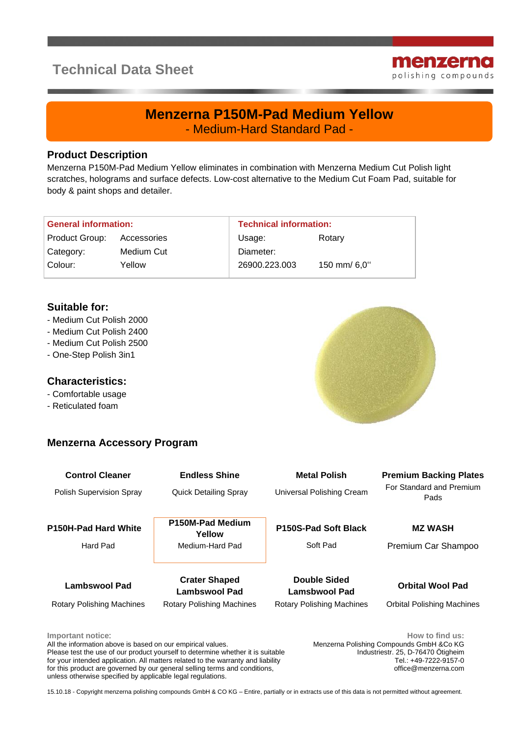# Technical Data Sheet

menzerna
polishing compounds

## Menzerna P150M-Pad Medium Yellow

- Medium-Hard Standard Pad -

### Product Description

Menzerna P150M-Pad Medium Yellow eliminates in combination with Menzerna Medium Cut Polish light scratches, holograms and surface defects. Low-cost alternative to the Medium Cut Foam Pad, suitable for body & paint shops and detailer.

| General information: | | Technical information: | |
|---|---|---|---|
| Product Group: | Accessories | Usage: | Rotary |
| Category: | Medium Cut | Diameter: | |
| Colour: | Yellow | 26900.223.003 | 150 mm/ 6,0'' |

### Suitable for:

- Medium Cut Polish 2000
- Medium Cut Polish 2400
- Medium Cut Polish 2500
- One-Step Polish 3in1

### Characteristics:

- Comfortable usage
- Reticulated foam

### Menzerna Accessory Program

| **Control Cleaner** | **Endless Shine** | **Metal Polish** | **Premium Backing Plates** |
|---|---|---|---|
| Polish Supervision Spray | Quick Detailing Spray | Universal Polishing Cream | For Standard and Premium Pads |
| **P150H-Pad Hard White** | **P150M-Pad Medium Yellow** | **P150S-Pad Soft Black** | **MZ WASH** |
| Hard Pad | Medium-Hard Pad | Soft Pad | Premium Car Shampoo |
| **Lambswool Pad** | **Crater Shaped Lambswool Pad** | **Double Sided Lamsbwool Pad** | **Orbital Wool Pad** |
| Rotary Polishing Machines | Rotary Polishing Machines | Rotary Polishing Machines | Orbital Polishing Machines |

**Important notice:**
All the information above is based on our empirical values.
Please test the use of our product yourself to determine whether it is suitable for your intended application. All matters related to the warranty and liability for this product are governed by our general selling terms and conditions, unless otherwise specified by applicable legal regulations.

**How to find us:**
Menzerna Polishing Compounds GmbH &Co KG
Industriestr. 25, D-76470 Ötigheim
Tel.: +49-7222-9157-0
office@menzerna.com

15.10.18 - Copyright menzerna polishing compounds GmbH & CO KG – Entire, partially or in extracts use of this data is not permitted without agreement.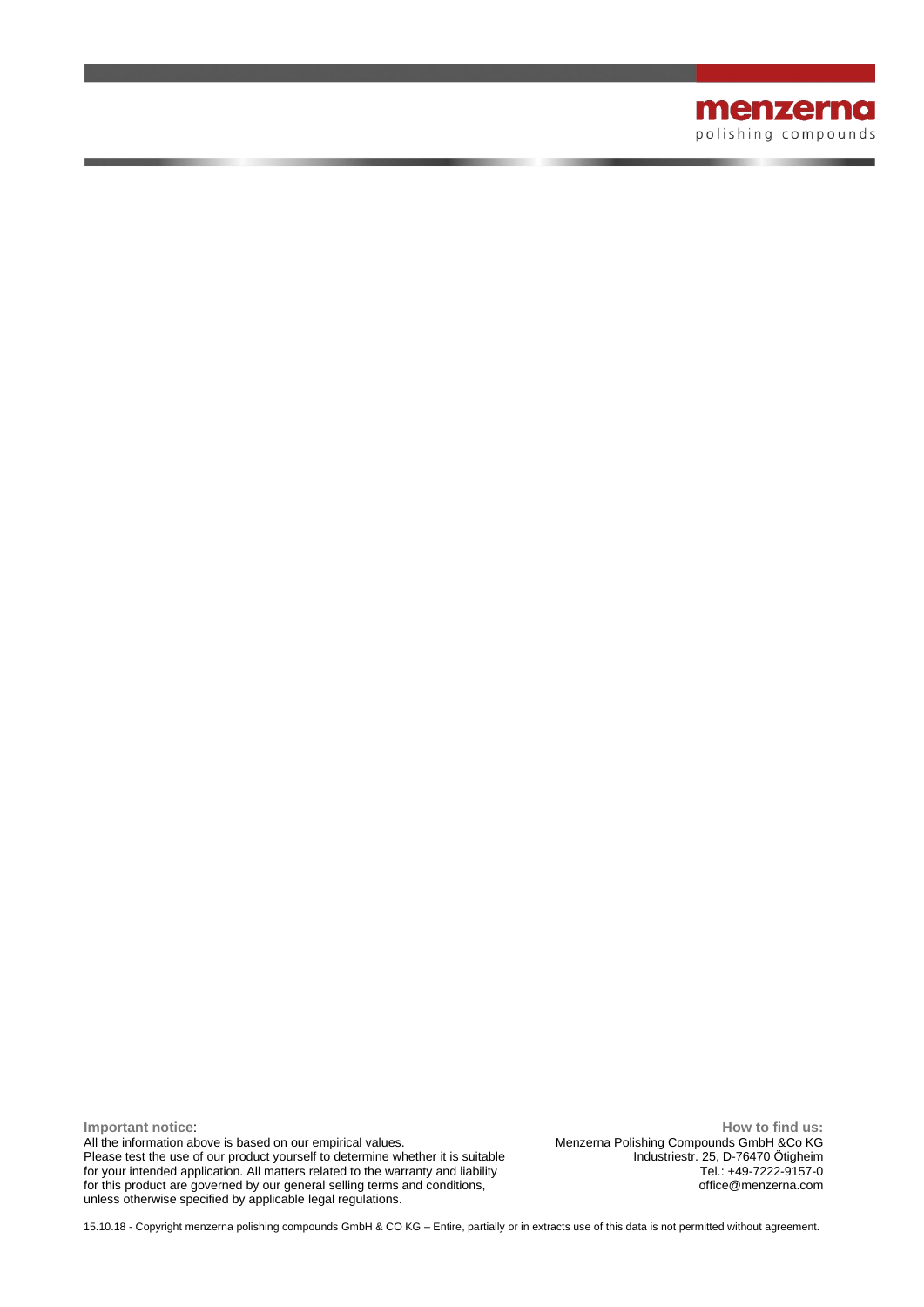**Important notice:**
All the information above is based on our empirical values.
Please test the use of our product yourself to determine whether it is suitable for your intended application. All matters related to the warranty and liability for this product are governed by our general selling terms and conditions, unless otherwise specified by applicable legal regulations.

**How to find us:**
Menzerna Polishing Compounds GmbH &Co KG
Industriestr. 25, D-76470 Ötigheim
Tel.: +49-7222-9157-0
office@menzerna.com

15.10.18 - Copyright menzerna polishing compounds GmbH & CO KG – Entire, partially or in extracts use of this data is not permitted without agreement.